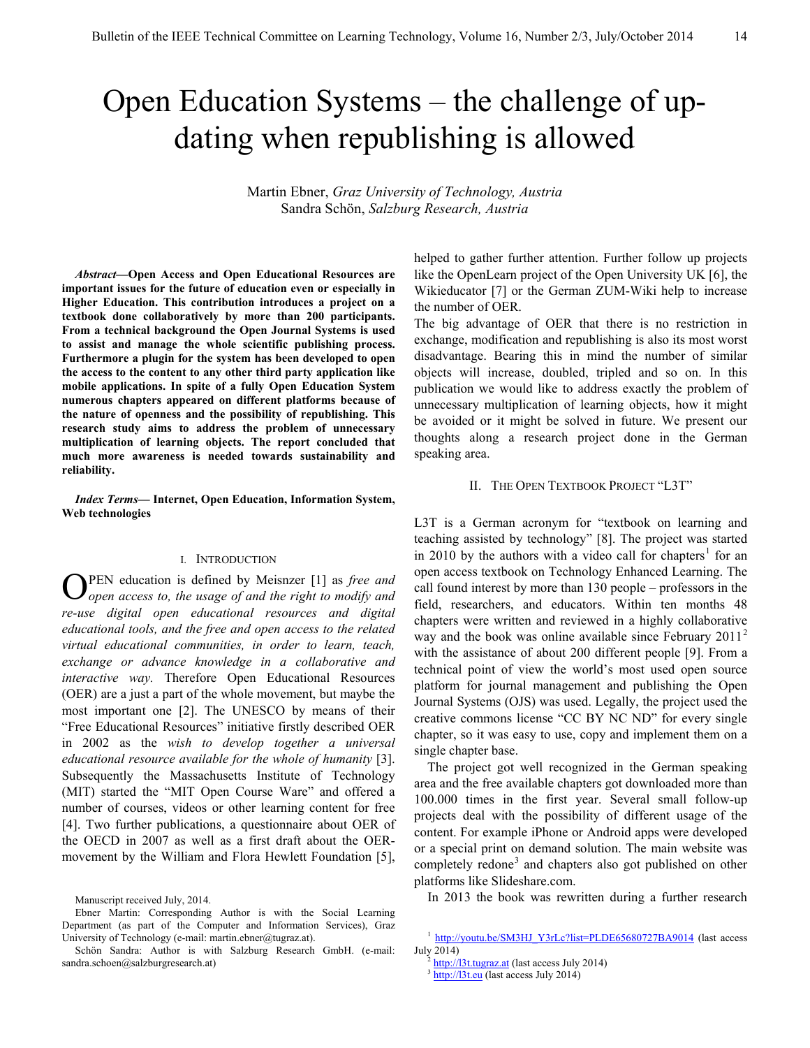# Open Education Systems – the challenge of up-dating when republishing is allowed

Martin Ebner, *Graz University of Technology, Austria*
Sandra Schön, *Salzburg Research, Austria*

***Abstract*—Open Access and Open Educational Resources are important issues for the future of education even or especially in Higher Education. This contribution introduces a project on a textbook done collaboratively by more than 200 participants. From a technical background the Open Journal Systems is used to assist and manage the whole scientific publishing process. Furthermore a plugin for the system has been developed to open the access to the content to any other third party application like mobile applications. In spite of a fully Open Education System numerous chapters appeared on different platforms because of the nature of openness and the possibility of republishing. This research study aims to address the problem of unnecessary multiplication of learning objects. The report concluded that much more awareness is needed towards sustainability and reliability.**

***Index Terms*— Internet, Open Education, Information System, Web technologies**

## I. Introduction

OPEN education is defined by Meisnzer [1] as *free and open access to, the usage of and the right to modify and re-use digital open educational resources and digital educational tools, and the free and open access to the related virtual educational communities, in order to learn, teach, exchange or advance knowledge in a collaborative and interactive way.* Therefore Open Educational Resources (OER) are a just a part of the whole movement, but maybe the most important one [2]. The UNESCO by means of their "Free Educational Resources" initiative firstly described OER in 2002 as the *wish to develop together a universal educational resource available for the whole of humanity* [3]. Subsequently the Massachusetts Institute of Technology (MIT) started the "MIT Open Course Ware" and offered a number of courses, videos or other learning content for free [4]. Two further publications, a questionnaire about OER of the OECD in 2007 as well as a first draft about the OER-movement by the William and Flora Hewlett Foundation [5], helped to gather further attention. Further follow up projects like the OpenLearn project of the Open University UK [6], the Wikieducator [7] or the German ZUM-Wiki help to increase the number of OER.

The big advantage of OER that there is no restriction in exchange, modification and republishing is also its most worst disadvantage. Bearing this in mind the number of similar objects will increase, doubled, tripled and so on. In this publication we would like to address exactly the problem of unnecessary multiplication of learning objects, how it might be avoided or it might be solved in future. We present our thoughts along a research project done in the German speaking area.

## II. The Open Textbook Project "L3T"

L3T is a German acronym for "textbook on learning and teaching assisted by technology" [8]. The project was started in 2010 by the authors with a video call for chapters[1] for an open access textbook on Technology Enhanced Learning. The call found interest by more than 130 people – professors in the field, researchers, and educators. Within ten months 48 chapters were written and reviewed in a highly collaborative way and the book was online available since February 2011[2] with the assistance of about 200 different people [9]. From a technical point of view the world's most used open source platform for journal management and publishing the Open Journal Systems (OJS) was used. Legally, the project used the creative commons license "CC BY NC ND" for every single chapter, so it was easy to use, copy and implement them on a single chapter base.

The project got well recognized in the German speaking area and the free available chapters got downloaded more than 100.000 times in the first year. Several small follow-up projects deal with the possibility of different usage of the content. For example iPhone or Android apps were developed or a special print on demand solution. The main website was completely redone[3] and chapters also got published on other platforms like Slideshare.com.

In 2013 the book was rewritten during a further research

---

Manuscript received July, 2014.

Ebner Martin: Corresponding Author is with the Social Learning Department (as part of the Computer and Information Services), Graz University of Technology (e-mail: martin.ebner@tugraz.at).

Schön Sandra: Author is with Salzburg Research GmbH. (e-mail: sandra.schoen@salzburgresearch.at)

[1] http://youtu.be/SM3HJ_Y3rLc?list=PLDE65680727BA9014 (last access July 2014)

[2] http://l3t.tugraz.at (last access July 2014)

[3] http://l3t.eu (last access July 2014)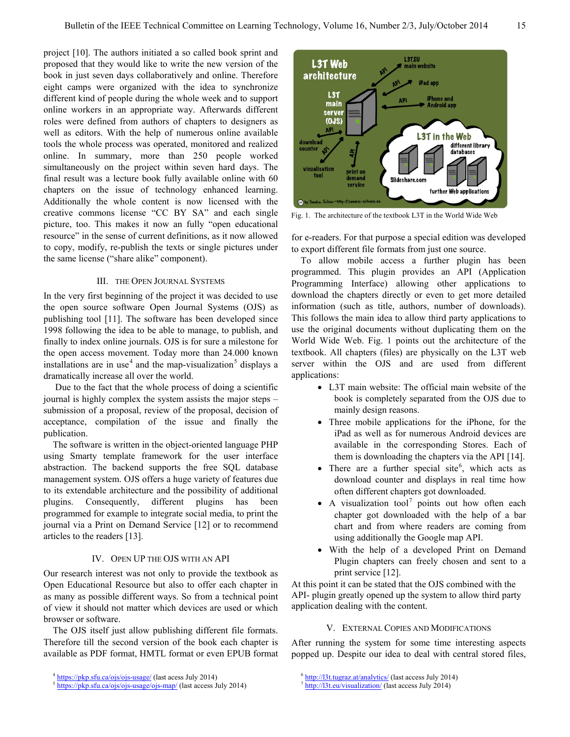project [10]. The authors initiated a so called book sprint and proposed that they would like to write the new version of the book in just seven days collaboratively and online. Therefore eight camps were organized with the idea to synchronize different kind of people during the whole week and to support online workers in an appropriate way. Afterwards different roles were defined from authors of chapters to designers as well as editors. With the help of numerous online available tools the whole process was operated, monitored and realized online. In summary, more than 250 people worked simultaneously on the project within seven hard days. The final result was a lecture book fully available online with 60 chapters on the issue of technology enhanced learning. Additionally the whole content is now licensed with the creative commons license "CC BY SA" and each single picture, too. This makes it now an fully "open educational resource" in the sense of current definitions, as it now allowed to copy, modify, re-publish the texts or single pictures under the same license ("share alike" component).

## III. The Open Journal Systems

In the very first beginning of the project it was decided to use the open source software Open Journal Systems (OJS) as publishing tool [11]. The software has been developed since 1998 following the idea to be able to manage, to publish, and finally to index online journals. OJS is for sure a milestone for the open access movement. Today more than 24.000 known installations are in use[4] and the map-visualization[5] displays a dramatically increase all over the world.

Due to the fact that the whole process of doing a scientific journal is highly complex the system assists the major steps – submission of a proposal, review of the proposal, decision of acceptance, compilation of the issue and finally the publication.

The software is written in the object-oriented language PHP using Smarty template framework for the user interface abstraction. The backend supports the free SQL database management system. OJS offers a huge variety of features due to its extendable architecture and the possibility of additional plugins. Consequently, different plugins has been programmed for example to integrate social media, to print the journal via a Print on Demand Service [12] or to recommend articles to the readers [13].

## IV. Open up the OJS with an API

Our research interest was not only to provide the textbook as Open Educational Resource but also to offer each chapter in as many as possible different ways. So from a technical point of view it should not matter which devices are used or which browser or software.

The OJS itself just allow publishing different file formats. Therefore till the second version of the book each chapter is available as PDF format, HMTL format or even EPUB format for e-readers. For that purpose a special edition was developed to export different file formats from just one source.

Fig. 1. The architecture of the textbook L3T in the World Wide Web

To allow mobile access a further plugin has been programmed. This plugin provides an API (Application Programming Interface) allowing other applications to download the chapters directly or even to get more detailed information (such as title, authors, number of downloads). This follows the main idea to allow third party applications to use the original documents without duplicating them on the World Wide Web. Fig. 1 points out the architecture of the textbook. All chapters (files) are physically on the L3T web server within the OJS and are used from different applications:

- L3T main website: The official main website of the book is completely separated from the OJS due to mainly design reasons.
- Three mobile applications for the iPhone, for the iPad as well as for numerous Android devices are available in the corresponding Stores. Each of them is downloading the chapters via the API [14].
- There are a further special site[6], which acts as download counter and displays in real time how often different chapters got downloaded.
- A visualization tool[7] points out how often each chapter got downloaded with the help of a bar chart and from where readers are coming from using additionally the Google map API.
- With the help of a developed Print on Demand Plugin chapters can freely chosen and sent to a print service [12].

At this point it can be stated that the OJS combined with the API- plugin greatly opened up the system to allow third party application dealing with the content.

## V. External Copies and Modifications

After running the system for some time interesting aspects popped up. Despite our idea to deal with central stored files,

[4] https://pkp.sfu.ca/ojs/ojs-usage/ (last acess July 2014)
[5] https://pkp.sfu.ca/ojs/ojs-usage/ojs-map/ (last access July 2014)
[6] http://l3t.tugraz.at/analytics/ (last access July 2014)
[7] http://l3t.eu/visualization/ (last access July 2014)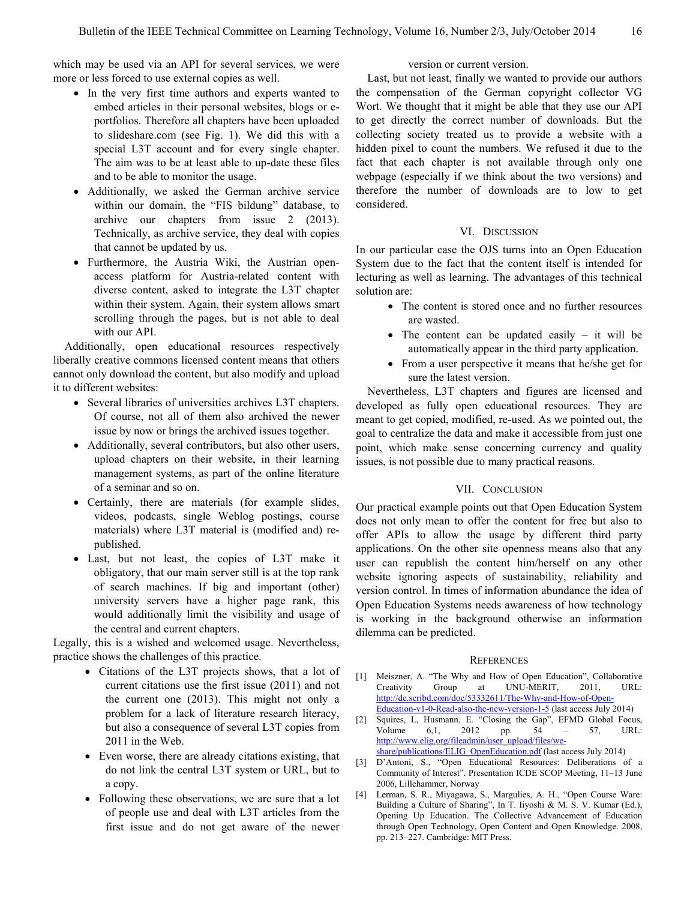which may be used via an API for several services, we were more or less forced to use external copies as well.

- In the very first time authors and experts wanted to embed articles in their personal websites, blogs or e-portfolios. Therefore all chapters have been uploaded to slideshare.com (see Fig. 1). We did this with a special L3T account and for every single chapter. The aim was to be at least able to up-date these files and to be able to monitor the usage.
- Additionally, we asked the German archive service within our domain, the "FIS bildung" database, to archive our chapters from issue 2 (2013). Technically, as archive service, they deal with copies that cannot be updated by us.
- Furthermore, the Austria Wiki, the Austrian open-access platform for Austria-related content with diverse content, asked to integrate the L3T chapter within their system. Again, their system allows smart scrolling through the pages, but is not able to deal with our API.

Additionally, open educational resources respectively liberally creative commons licensed content means that others cannot only download the content, but also modify and upload it to different websites:

- Several libraries of universities archives L3T chapters. Of course, not all of them also archived the newer issue by now or brings the archived issues together.
- Additionally, several contributors, but also other users, upload chapters on their website, in their learning management systems, as part of the online literature of a seminar and so on.
- Certainly, there are materials (for example slides, videos, podcasts, single Weblog postings, course materials) where L3T material is (modified and) re-published.
- Last, but not least, the copies of L3T make it obligatory, that our main server still is at the top rank of search machines. If big and important (other) university servers have a higher page rank, this would additionally limit the visibility and usage of the central and current chapters.

Legally, this is a wished and welcomed usage. Nevertheless, practice shows the challenges of this practice.

- Citations of the L3T projects shows, that a lot of current citations use the first issue (2011) and not the current one (2013). This might not only a problem for a lack of literature research literacy, but also a consequence of several L3T copies from 2011 in the Web.
- Even worse, there are already citations existing, that do not link the central L3T system or URL, but to a copy.
- Following these observations, we are sure that a lot of people use and deal with L3T articles from the first issue and do not get aware of the newer version or current version.

Last, but not least, finally we wanted to provide our authors the compensation of the German copyright collector VG Wort. We thought that it might be able that they use our API to get directly the correct number of downloads. But the collecting society treated us to provide a website with a hidden pixel to count the numbers. We refused it due to the fact that each chapter is not available through only one webpage (especially if we think about the two versions) and therefore the number of downloads are to low to get considered.

## VI. Discussion

In our particular case the OJS turns into an Open Education System due to the fact that the content itself is intended for lecturing as well as learning. The advantages of this technical solution are:

- The content is stored once and no further resources are wasted.
- The content can be updated easily – it will be automatically appear in the third party application.
- From a user perspective it means that he/she get for sure the latest version.

Nevertheless, L3T chapters and figures are licensed and developed as fully open educational resources. They are meant to get copied, modified, re-used. As we pointed out, the goal to centralize the data and make it accessible from just one point, which make sense concerning currency and quality issues, is not possible due to many practical reasons.

## VII. Conclusion

Our practical example points out that Open Education System does not only mean to offer the content for free but also to offer APIs to allow the usage by different third party applications. On the other site openness means also that any user can republish the content him/herself on any other website ignoring aspects of sustainability, reliability and version control. In times of information abundance the idea of Open Education Systems needs awareness of how technology is working in the background otherwise an information dilemma can be predicted.

## References

[1] Meiszner, A. "The Why and How of Open Education", Collaborative Creativity Group at UNU-MERIT, 2011, URL: http://de.scribd.com/doc/53332611/The-Why-and-How-of-Open-Education-v1-0-Read-also-the-new-version-1-5 (last access July 2014)

[2] Squires, L, Husmann, E. "Closing the Gap", EFMD Global Focus, Volume 6,1, 2012 pp. 54 – 57, URL: http://www.elig.org/fileadmin/user_upload/files/we-share/publications/ELIG_OpenEducation.pdf (last access July 2014)

[3] D'Antoni, S., "Open Educational Resources: Deliberations of a Community of Interest". Presentation ICDE SCOP Meeting, 11–13 June 2006, Lillehammer, Norway

[4] Lerman, S. R., Miyagawa, S., Margulies, A. H., "Open Course Ware: Building a Culture of Sharing", In T. Iiyoshi & M. S. V. Kumar (Ed.), Opening Up Education. The Collective Advancement of Education through Open Technology, Open Content and Open Knowledge. 2008, pp. 213–227. Cambridge: MIT Press.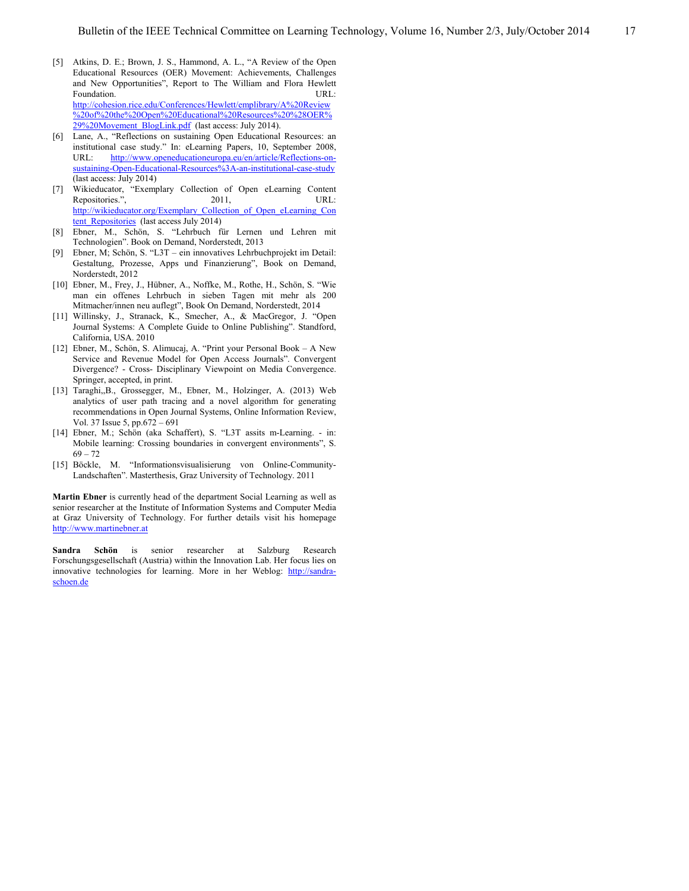[5] Atkins, D. E.; Brown, J. S., Hammond, A. L., "A Review of the Open Educational Resources (OER) Movement: Achievements, Challenges and New Opportunities", Report to The William and Flora Hewlett Foundation. URL: http://cohesion.rice.edu/Conferences/Hewlett/emplibrary/A%20Review%20of%20the%20Open%20Educational%20Resources%20%28OER%29%20Movement_BlogLink.pdf (last access: July 2014).

[6] Lane, A., "Reflections on sustaining Open Educational Resources: an institutional case study." In: eLearning Papers, 10, September 2008, URL: http://www.openeducationeuropa.eu/en/article/Reflections-on-sustaining-Open-Educational-Resources%3A-an-institutional-case-study (last access: July 2014)

[7] Wikieducator, "Exemplary Collection of Open eLearning Content Repositories.", 2011, URL: http://wikieducator.org/Exemplary_Collection_of_Open_eLearning_Content_Repositories (last access July 2014)

[8] Ebner, M., Schön, S. "Lehrbuch für Lernen und Lehren mit Technologien". Book on Demand, Norderstedt, 2013

[9] Ebner, M; Schön, S. "L3T – ein innovatives Lehrbuchprojekt im Detail: Gestaltung, Prozesse, Apps und Finanzierung", Book on Demand, Norderstedt, 2012

[10] Ebner, M., Frey, J., Hübner, A., Noffke, M., Rothe, H., Schön, S. "Wie man ein offenes Lehrbuch in sieben Tagen mit mehr als 200 Mitmacher/innen neu auflegt", Book On Demand, Norderstedt, 2014

[11] Willinsky, J., Stranack, K., Smecher, A., & MacGregor, J. "Open Journal Systems: A Complete Guide to Online Publishing". Standford, California, USA. 2010

[12] Ebner, M., Schön, S. Alimucaj, A. "Print your Personal Book – A New Service and Revenue Model for Open Access Journals". Convergent Divergence? - Cross- Disciplinary Viewpoint on Media Convergence. Springer, accepted, in print.

[13] Taraghi,,B., Grossegger, M., Ebner, M., Holzinger, A. (2013) Web analytics of user path tracing and a novel algorithm for generating recommendations in Open Journal Systems, Online Information Review, Vol. 37 Issue 5, pp.672 – 691

[14] Ebner, M.; Schön (aka Schaffert), S. "L3T assits m-Learning. - in: Mobile learning: Crossing boundaries in convergent environments", S. 69 – 72

[15] Böckle, M. "Informationsvisualisierung von Online-Community-Landschaften". Masterthesis, Graz University of Technology. 2011

**Martin Ebner** is currently head of the department Social Learning as well as senior researcher at the Institute of Information Systems and Computer Media at Graz University of Technology. For further details visit his homepage http://www.martinebner.at

**Sandra Schön** is senior researcher at Salzburg Research Forschungsgesellschaft (Austria) within the Innovation Lab. Her focus lies on innovative technologies for learning. More in her Weblog: http://sandra-schoen.de